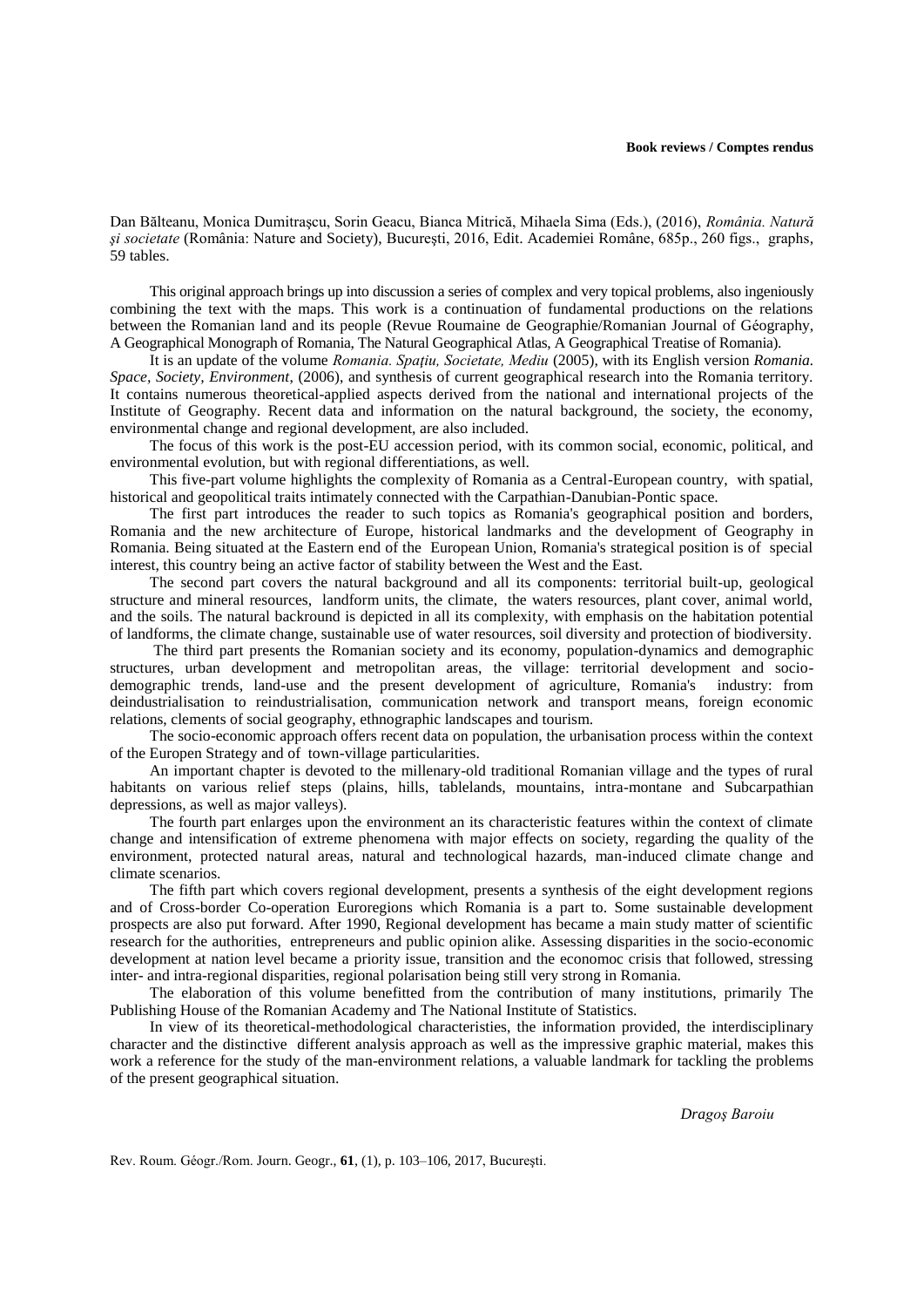## Book reviews / Comptes rendus

Dan Bălteanu, Monica Dumitraşcu, Sorin Geacu, Bianca Mitrică, Mihaela Sima (Eds.), (2016), *România. Natură şi societate* (România: Nature and Society), Bucureşti, 2016, Edit. Academiei Române, 685p., 260 figs., graphs, 59 tables.

This original approach brings up into discussion a series of complex and very topical problems, also ingeniously combining the text with the maps. This work is a continuation of fundamental productions on the relations between the Romanian land and its people (Revue Roumaine de Geographie/Romanian Journal of Géography, A Geographical Monograph of Romania, The Natural Geographical Atlas, A Geographical Treatise of Romania).

It is an update of the volume *Romania. Spaţiu, Societate, Mediu* (2005), with its English version *Romania. Space, Society, Environment*, (2006), and synthesis of current geographical research into the Romania territory. It contains numerous theoretical-applied aspects derived from the national and international projects of the Institute of Geography. Recent data and information on the natural background, the society, the economy, environmental change and regional development, are also included.

The focus of this work is the post-EU accession period, with its common social, economic, political, and environmental evolution, but with regional differentiations, as well.

This five-part volume highlights the complexity of Romania as a Central-European country, with spatial, historical and geopolitical traits intimately connected with the Carpathian-Danubian-Pontic space.

The first part introduces the reader to such topics as Romania's geographical position and borders, Romania and the new architecture of Europe, historical landmarks and the development of Geography in Romania. Being situated at the Eastern end of the European Union, Romania's strategical position is of special interest, this country being an active factor of stability between the West and the East.

The second part covers the natural background and all its components: territorial built-up, geological structure and mineral resources, landform units, the climate, the waters resources, plant cover, animal world, and the soils. The natural backround is depicted in all its complexity, with emphasis on the habitation potential of landforms, the climate change, sustainable use of water resources, soil diversity and protection of biodiversity.

The third part presents the Romanian society and its economy, population-dynamics and demographic structures, urban development and metropolitan areas, the village: territorial development and socio-demographic trends, land-use and the present development of agriculture, Romania's industry: from deindustrialisation to reindustrialisation, communication network and transport means, foreign economic relations, clements of social geography, ethnographic landscapes and tourism.

The socio-economic approach offers recent data on population, the urbanisation process within the context of the Europen Strategy and of town-village particularities.

An important chapter is devoted to the millenary-old traditional Romanian village and the types of rural habitants on various relief steps (plains, hills, tablelands, mountains, intra-montane and Subcarpathian depressions, as well as major valleys).

The fourth part enlarges upon the environment an its characteristic features within the context of climate change and intensification of extreme phenomena with major effects on society, regarding the quality of the environment, protected natural areas, natural and technological hazards, man-induced climate change and climate scenarios.

The fifth part which covers regional development, presents a synthesis of the eight development regions and of Cross-border Co-operation Euroregions which Romania is a part to. Some sustainable development prospects are also put forward. After 1990, Regional development has became a main study matter of scientific research for the authorities, entrepreneurs and public opinion alike. Assessing disparities in the socio-economic development at nation level became a priority issue, transition and the economoc crisis that followed, stressing inter- and intra-regional disparities, regional polarisation being still very strong in Romania.

The elaboration of this volume benefitted from the contribution of many institutions, primarily The Publishing House of the Romanian Academy and The National Institute of Statistics.

In view of its theoretical-methodological characteristies, the information provided, the interdisciplinary character and the distinctive different analysis approach as well as the impressive graphic material, makes this work a reference for the study of the man-environment relations, a valuable landmark for tackling the problems of the present geographical situation.

*Dragoş Baroiu*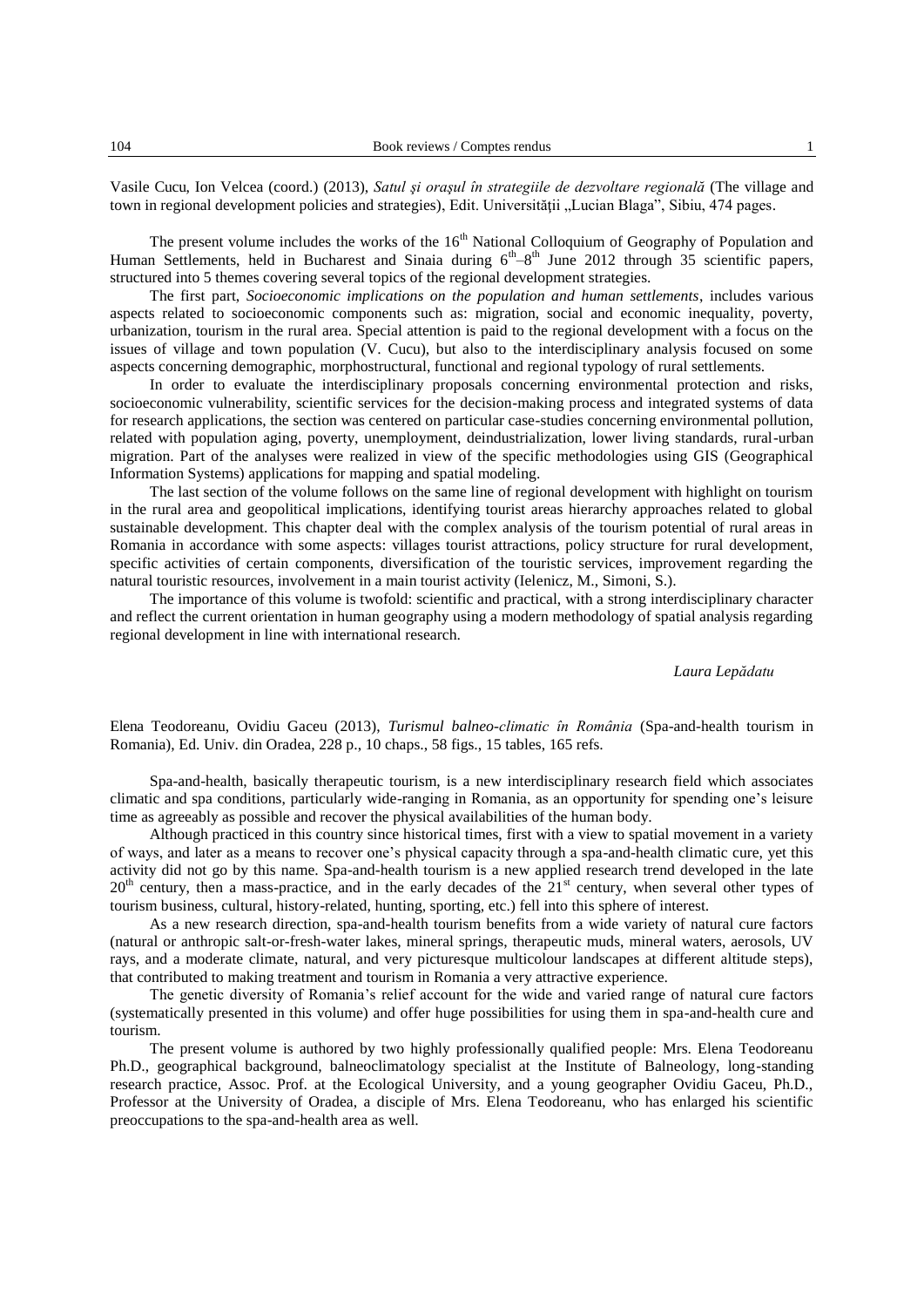Vasile Cucu, Ion Velcea (coord.) (2013), *Satul şi oraşul în strategiile de dezvoltare regională* (The village and town in regional development policies and strategies), Edit. Universităţii „Lucian Blaga", Sibiu, 474 pages.

The present volume includes the works of the 16$^{th}$ National Colloquium of Geography of Population and Human Settlements, held in Bucharest and Sinaia during 6$^{th}$–8$^{th}$ June 2012 through 35 scientific papers, structured into 5 themes covering several topics of the regional development strategies.

The first part, *Socioeconomic implications on the population and human settlements*, includes various aspects related to socioeconomic components such as: migration, social and economic inequality, poverty, urbanization, tourism in the rural area. Special attention is paid to the regional development with a focus on the issues of village and town population (V. Cucu), but also to the interdisciplinary analysis focused on some aspects concerning demographic, morphostructural, functional and regional typology of rural settlements.

In order to evaluate the interdisciplinary proposals concerning environmental protection and risks, socioeconomic vulnerability, scientific services for the decision-making process and integrated systems of data for research applications, the section was centered on particular case-studies concerning environmental pollution, related with population aging, poverty, unemployment, deindustrialization, lower living standards, rural-urban migration. Part of the analyses were realized in view of the specific methodologies using GIS (Geographical Information Systems) applications for mapping and spatial modeling.

The last section of the volume follows on the same line of regional development with highlight on tourism in the rural area and geopolitical implications, identifying tourist areas hierarchy approaches related to global sustainable development. This chapter deal with the complex analysis of the tourism potential of rural areas in Romania in accordance with some aspects: villages tourist attractions, policy structure for rural development, specific activities of certain components, diversification of the touristic services, improvement regarding the natural touristic resources, involvement in a main tourist activity (Ielenicz, M., Simoni, S.).

The importance of this volume is twofold: scientific and practical, with a strong interdisciplinary character and reflect the current orientation in human geography using a modern methodology of spatial analysis regarding regional development in line with international research.

*Laura Lepădatu*

Elena Teodoreanu, Ovidiu Gaceu (2013), *Turismul balneo-climatic în România* (Spa-and-health tourism in Romania), Ed. Univ. din Oradea, 228 p., 10 chaps., 58 figs., 15 tables, 165 refs.

Spa-and-health, basically therapeutic tourism, is a new interdisciplinary research field which associates climatic and spa conditions, particularly wide-ranging in Romania, as an opportunity for spending one's leisure time as agreeably as possible and recover the physical availabilities of the human body.

Although practiced in this country since historical times, first with a view to spatial movement in a variety of ways, and later as a means to recover one's physical capacity through a spa-and-health climatic cure, yet this activity did not go by this name. Spa-and-health tourism is a new applied research trend developed in the late 20$^{th}$ century, then a mass-practice, and in the early decades of the 21$^{st}$ century, when several other types of tourism business, cultural, history-related, hunting, sporting, etc.) fell into this sphere of interest.

As a new research direction, spa-and-health tourism benefits from a wide variety of natural cure factors (natural or anthropic salt-or-fresh-water lakes, mineral springs, therapeutic muds, mineral waters, aerosols, UV rays, and a moderate climate, natural, and very picturesque multicolour landscapes at different altitude steps), that contributed to making treatment and tourism in Romania a very attractive experience.

The genetic diversity of Romania's relief account for the wide and varied range of natural cure factors (systematically presented in this volume) and offer huge possibilities for using them in spa-and-health cure and tourism.

The present volume is authored by two highly professionally qualified people: Mrs. Elena Teodoreanu Ph.D., geographical background, balneoclimatology specialist at the Institute of Balneology, long-standing research practice, Assoc. Prof. at the Ecological University, and a young geographer Ovidiu Gaceu, Ph.D., Professor at the University of Oradea, a disciple of Mrs. Elena Teodoreanu, who has enlarged his scientific preoccupations to the spa-and-health area as well.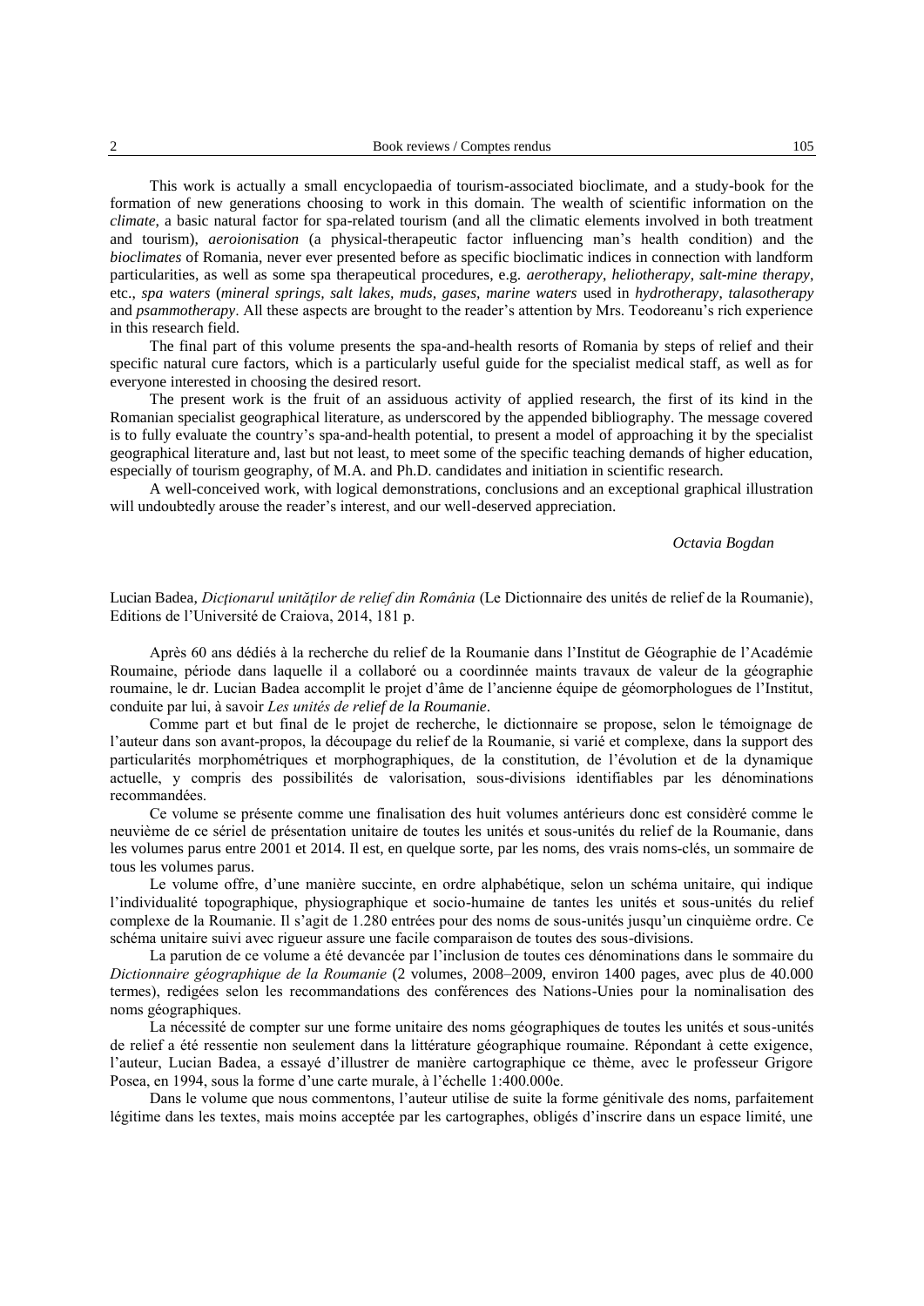This work is actually a small encyclopaedia of tourism-associated bioclimate, and a study-book for the formation of new generations choosing to work in this domain. The wealth of scientific information on the *climate*, a basic natural factor for spa-related tourism (and all the climatic elements involved in both treatment and tourism), *aeroionisation* (a physical-therapeutic factor influencing man's health condition) and the *bioclimates* of Romania, never ever presented before as specific bioclimatic indices in connection with landform particularities, as well as some spa therapeutical procedures, e.g. *aerotherapy*, *heliotherapy*, *salt-mine therapy*, etc., *spa waters* (*mineral springs, salt lakes, muds, gases, marine waters* used in *hydrotherapy*, *talasotherapy* and *psammotherapy*. All these aspects are brought to the reader's attention by Mrs. Teodoreanu's rich experience in this research field.

The final part of this volume presents the spa-and-health resorts of Romania by steps of relief and their specific natural cure factors, which is a particularly useful guide for the specialist medical staff, as well as for everyone interested in choosing the desired resort.

The present work is the fruit of an assiduous activity of applied research, the first of its kind in the Romanian specialist geographical literature, as underscored by the appended bibliography. The message covered is to fully evaluate the country's spa-and-health potential, to present a model of approaching it by the specialist geographical literature and, last but not least, to meet some of the specific teaching demands of higher education, especially of tourism geography, of M.A. and Ph.D. candidates and initiation in scientific research.

A well-conceived work, with logical demonstrations, conclusions and an exceptional graphical illustration will undoubtedly arouse the reader's interest, and our well-deserved appreciation.

*Octavia Bogdan*

Lucian Badea, *Dicţionarul unităţilor de relief din România* (Le Dictionnaire des unités de relief de la Roumanie), Editions de l'Université de Craiova, 2014, 181 p.

Après 60 ans dédiés à la recherche du relief de la Roumanie dans l'Institut de Géographie de l'Académie Roumaine, période dans laquelle il a collaboré ou a coordinnée maints travaux de valeur de la géographie roumaine, le dr. Lucian Badea accomplit le projet d'âme de l'ancienne équipe de géomorphologues de l'Institut, conduite par lui, à savoir *Les unités de relief de la Roumanie*.

Comme part et but final de le projet de recherche, le dictionnaire se propose, selon le témoignage de l'auteur dans son avant-propos, la découpage du relief de la Roumanie, si varié et complexe, dans la support des particularités morphométriques et morphographiques, de la constitution, de l'évolution et de la dynamique actuelle, y compris des possibilités de valorisation, sous-divisions identifiables par les dénominations recommandées.

Ce volume se présente comme une finalisation des huit volumes antérieurs donc est considèré comme le neuvième de ce sériel de présentation unitaire de toutes les unités et sous-unités du relief de la Roumanie, dans les volumes parus entre 2001 et 2014. Il est, en quelque sorte, par les noms, des vrais noms-clés, un sommaire de tous les volumes parus.

Le volume offre, d'une manière succinte, en ordre alphabétique, selon un schéma unitaire, qui indique l'individualité topographique, physiographique et socio-humaine de tantes les unités et sous-unités du relief complexe de la Roumanie. Il s'agit de 1.280 entrées pour des noms de sous-unités jusqu'un cinquième ordre. Ce schéma unitaire suivi avec rigueur assure une facile comparaison de toutes des sous-divisions.

La parution de ce volume a été devancée par l'inclusion de toutes ces dénominations dans le sommaire du *Dictionnaire géographique de la Roumanie* (2 volumes, 2008–2009, environ 1400 pages, avec plus de 40.000 termes), redigées selon les recommandations des conférences des Nations-Unies pour la nominalisation des noms géographiques.

La nécessité de compter sur une forme unitaire des noms géographiques de toutes les unités et sous-unités de relief a été ressentie non seulement dans la littérature géographique roumaine. Répondant à cette exigence, l'auteur, Lucian Badea, a essayé d'illustrer de manière cartographique ce thème, avec le professeur Grigore Posea, en 1994, sous la forme d'une carte murale, à l'échelle 1:400.000e.

Dans le volume que nous commentons, l'auteur utilise de suite la forme génitivale des noms, parfaitement légitime dans les textes, mais moins acceptée par les cartographes, obligés d'inscrire dans un espace limité, une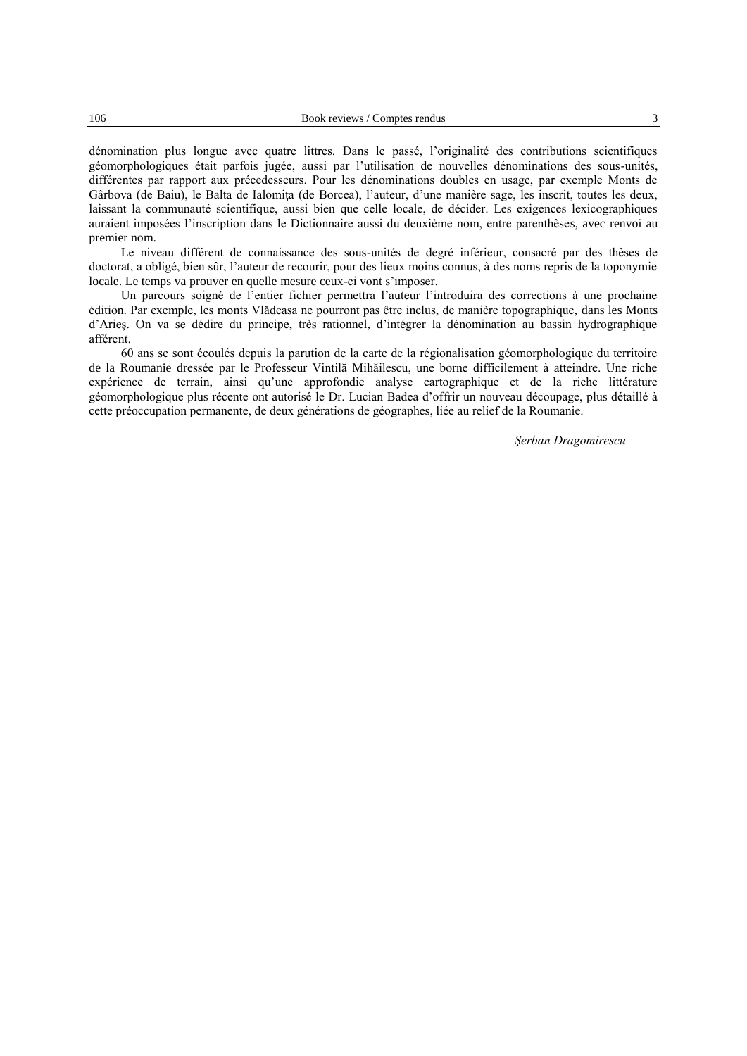dénomination plus longue avec quatre littres. Dans le passé, l'originalité des contributions scientifiques géomorphologiques était parfois jugée, aussi par l'utilisation de nouvelles dénominations des sous-unités, différentes par rapport aux précedesseurs. Pour les dénominations doubles en usage, par exemple Monts de Gârbova (de Baiu), le Balta de Ialomiţa (de Borcea), l'auteur, d'une manière sage, les inscrit, toutes les deux, laissant la communauté scientifique, aussi bien que celle locale, de décider. Les exigences lexicographiques auraient imposées l'inscription dans le Dictionnaire aussi du deuxième nom, entre parenthèses, avec renvoi au premier nom.

Le niveau différent de connaissance des sous-unités de degré inférieur, consacré par des thèses de doctorat, a obligé, bien sûr, l'auteur de recourir, pour des lieux moins connus, à des noms repris de la toponymie locale. Le temps va prouver en quelle mesure ceux-ci vont s'imposer.

Un parcours soigné de l'entier fichier permettra l'auteur l'introduira des corrections à une prochaine édition. Par exemple, les monts Vlădeasa ne pourront pas être inclus, de manière topographique, dans les Monts d'Arieş. On va se dédire du principe, très rationnel, d'intégrer la dénomination au bassin hydrographique afférent.

60 ans se sont écoulés depuis la parution de la carte de la régionalisation géomorphologique du territoire de la Roumanie dressée par le Professeur Vintilă Mihăilescu, une borne difficilement à atteindre. Une riche expérience de terrain, ainsi qu'une approfondie analyse cartographique et de la riche littérature géomorphologique plus récente ont autorisé le Dr. Lucian Badea d'offrir un nouveau découpage, plus détaillé à cette préoccupation permanente, de deux générations de géographes, liée au relief de la Roumanie.

*Şerban Dragomirescu*